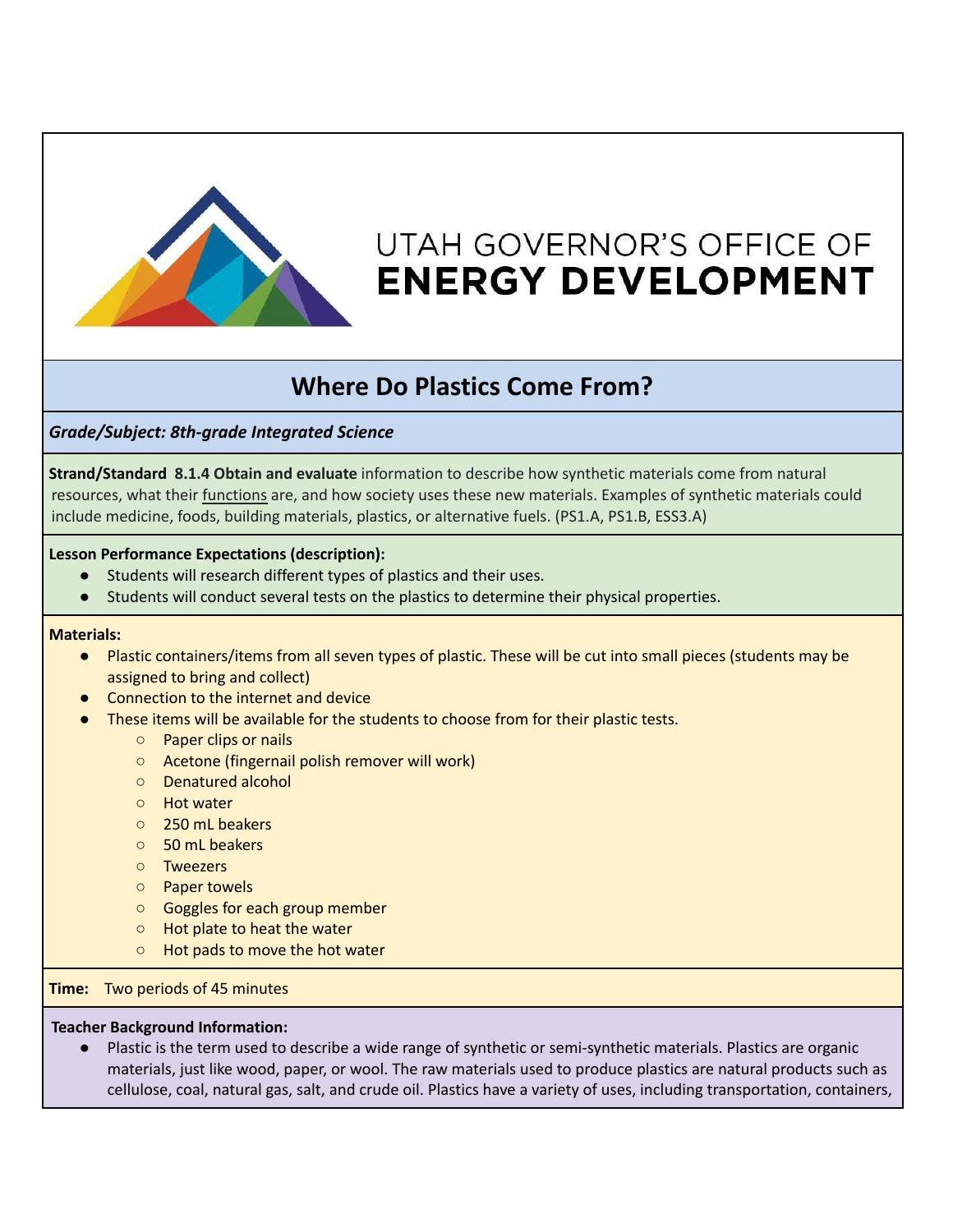UTAH GOVERNOR'S OFFICE OF
**ENERGY DEVELOPMENT**

# Where Do Plastics Come From?

***Grade/Subject: 8th-grade Integrated Science***

**Strand/Standard 8.1.4 Obtain and evaluate** information to describe how synthetic materials come from natural resources, what their functions are, and how society uses these new materials. Examples of synthetic materials could include medicine, foods, building materials, plastics, or alternative fuels. (PS1.A, PS1.B, ESS3.A)

**Lesson Performance Expectations (description):**

- Students will research different types of plastics and their uses.
- Students will conduct several tests on the plastics to determine their physical properties.

**Materials:**

- Plastic containers/items from all seven types of plastic. These will be cut into small pieces (students may be assigned to bring and collect)
- Connection to the internet and device
- These items will be available for the students to choose from for their plastic tests.
  - Paper clips or nails
  - Acetone (fingernail polish remover will work)
  - Denatured alcohol
  - Hot water
  - 250 mL beakers
  - 50 mL beakers
  - Tweezers
  - Paper towels
  - Goggles for each group member
  - Hot plate to heat the water
  - Hot pads to move the hot water

**Time:** Two periods of 45 minutes

**Teacher Background Information:**

- Plastic is the term used to describe a wide range of synthetic or semi-synthetic materials. Plastics are organic materials, just like wood, paper, or wool. The raw materials used to produce plastics are natural products such as cellulose, coal, natural gas, salt, and crude oil. Plastics have a variety of uses, including transportation, containers,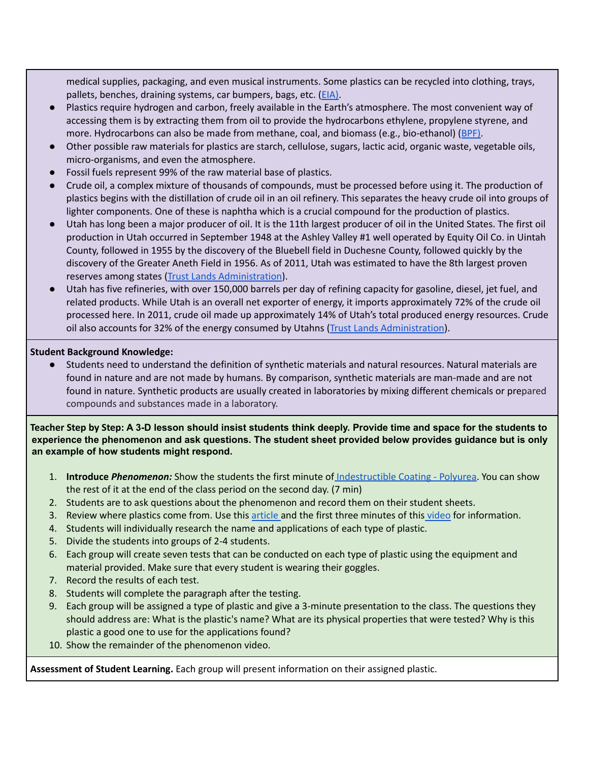medical supplies, packaging, and even musical instruments. Some plastics can be recycled into clothing, trays, pallets, benches, draining systems, car bumpers, bags, etc. (EIA).

- Plastics require hydrogen and carbon, freely available in the Earth's atmosphere. The most convenient way of accessing them is by extracting them from oil to provide the hydrocarbons ethylene, propylene styrene, and more. Hydrocarbons can also be made from methane, coal, and biomass (e.g., bio-ethanol) (BPF).
- Other possible raw materials for plastics are starch, cellulose, sugars, lactic acid, organic waste, vegetable oils, micro-organisms, and even the atmosphere.
- Fossil fuels represent 99% of the raw material base of plastics.
- Crude oil, a complex mixture of thousands of compounds, must be processed before using it. The production of plastics begins with the distillation of crude oil in an oil refinery. This separates the heavy crude oil into groups of lighter components. One of these is naphtha which is a crucial compound for the production of plastics.
- Utah has long been a major producer of oil. It is the 11th largest producer of oil in the United States. The first oil production in Utah occurred in September 1948 at the Ashley Valley #1 well operated by Equity Oil Co. in Uintah County, followed in 1955 by the discovery of the Bluebell field in Duchesne County, followed quickly by the discovery of the Greater Aneth Field in 1956. As of 2011, Utah was estimated to have the 8th largest proven reserves among states (Trust Lands Administration).
- Utah has five refineries, with over 150,000 barrels per day of refining capacity for gasoline, diesel, jet fuel, and related products. While Utah is an overall net exporter of energy, it imports approximately 72% of the crude oil processed here. In 2011, crude oil made up approximately 14% of Utah's total produced energy resources. Crude oil also accounts for 32% of the energy consumed by Utahns (Trust Lands Administration).

**Student Background Knowledge:**

- Students need to understand the definition of synthetic materials and natural resources. Natural materials are found in nature and are not made by humans. By comparison, synthetic materials are man-made and are not found in nature. Synthetic products are usually created in laboratories by mixing different chemicals or prepared compounds and substances made in a laboratory.

**Teacher Step by Step: A 3-D lesson should insist students think deeply. Provide time and space for the students to experience the phenomenon and ask questions. The student sheet provided below provides guidance but is only an example of how students might respond.**

1. **Introduce *Phenomenon:*** Show the students the first minute of Indestructible Coating - Polyurea. You can show the rest of it at the end of the class period on the second day. (7 min)
2. Students are to ask questions about the phenomenon and record them on their student sheets.
3. Review where plastics come from. Use this article and the first three minutes of this video for information.
4. Students will individually research the name and applications of each type of plastic.
5. Divide the students into groups of 2-4 students.
6. Each group will create seven tests that can be conducted on each type of plastic using the equipment and material provided. Make sure that every student is wearing their goggles.
7. Record the results of each test.
8. Students will complete the paragraph after the testing.
9. Each group will be assigned a type of plastic and give a 3-minute presentation to the class. The questions they should address are: What is the plastic's name? What are its physical properties that were tested? Why is this plastic a good one to use for the applications found?
10. Show the remainder of the phenomenon video.

**Assessment of Student Learning.** Each group will present information on their assigned plastic.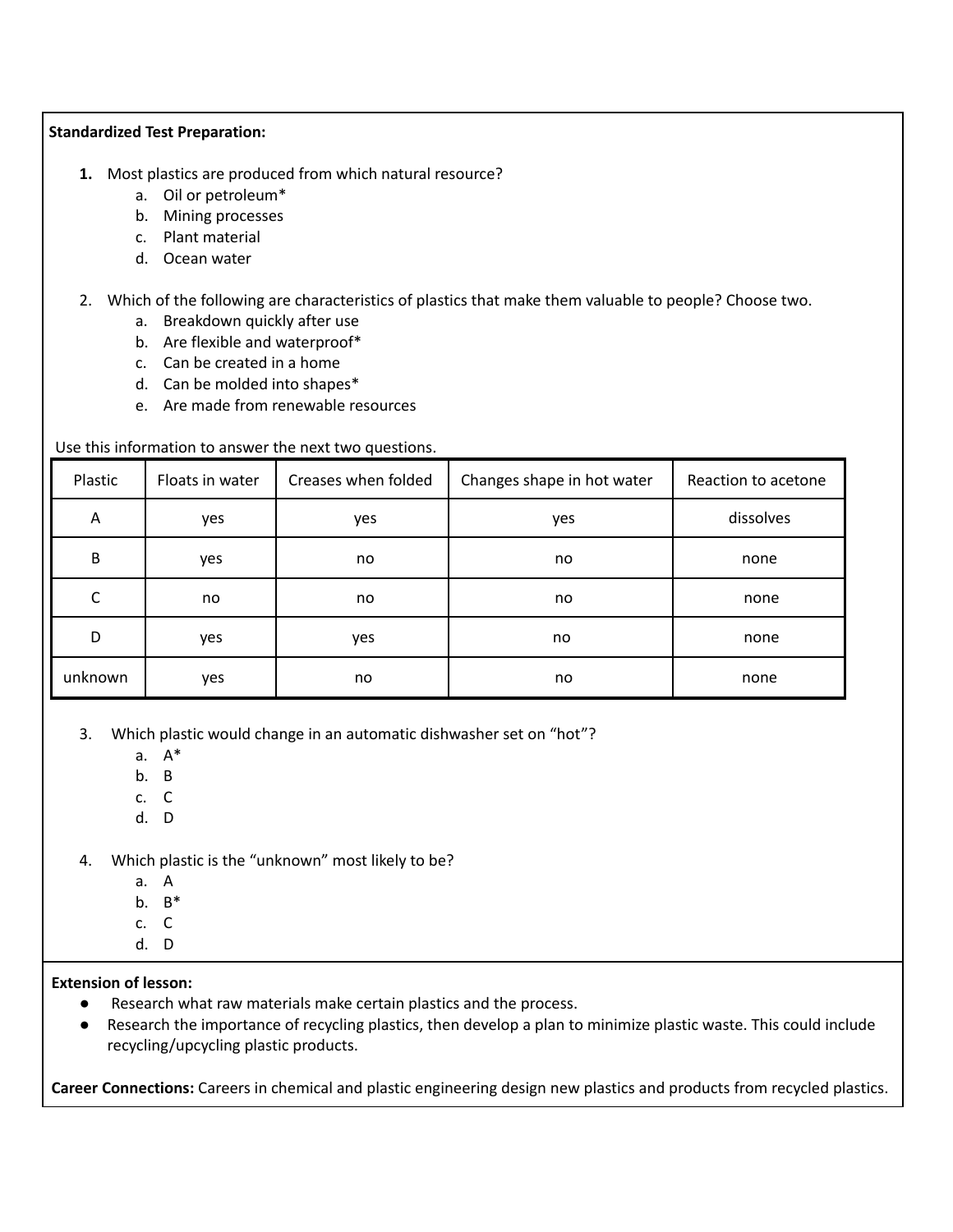**Standardized Test Preparation:**

1. Most plastics are produced from which natural resource?
    a. Oil or petroleum*
    b. Mining processes
    c. Plant material
    d. Ocean water

2. Which of the following are characteristics of plastics that make them valuable to people? Choose two.
    a. Breakdown quickly after use
    b. Are flexible and waterproof*
    c. Can be created in a home
    d. Can be molded into shapes*
    e. Are made from renewable resources

Use this information to answer the next two questions.

| Plastic | Floats in water | Creases when folded | Changes shape in hot water | Reaction to acetone |
|---|---|---|---|---|
| A | yes | yes | yes | dissolves |
| B | yes | no | no | none |
| C | no | no | no | none |
| D | yes | yes | no | none |
| unknown | yes | no | no | none |

3. Which plastic would change in an automatic dishwasher set on "hot"?
    a. A*
    b. B
    c. C
    d. D

4. Which plastic is the "unknown" most likely to be?
    a. A
    b. B*
    c. C
    d. D

**Extension of lesson:**

- Research what raw materials make certain plastics and the process.
- Research the importance of recycling plastics, then develop a plan to minimize plastic waste. This could include recycling/upcycling plastic products.

**Career Connections:** Careers in chemical and plastic engineering design new plastics and products from recycled plastics.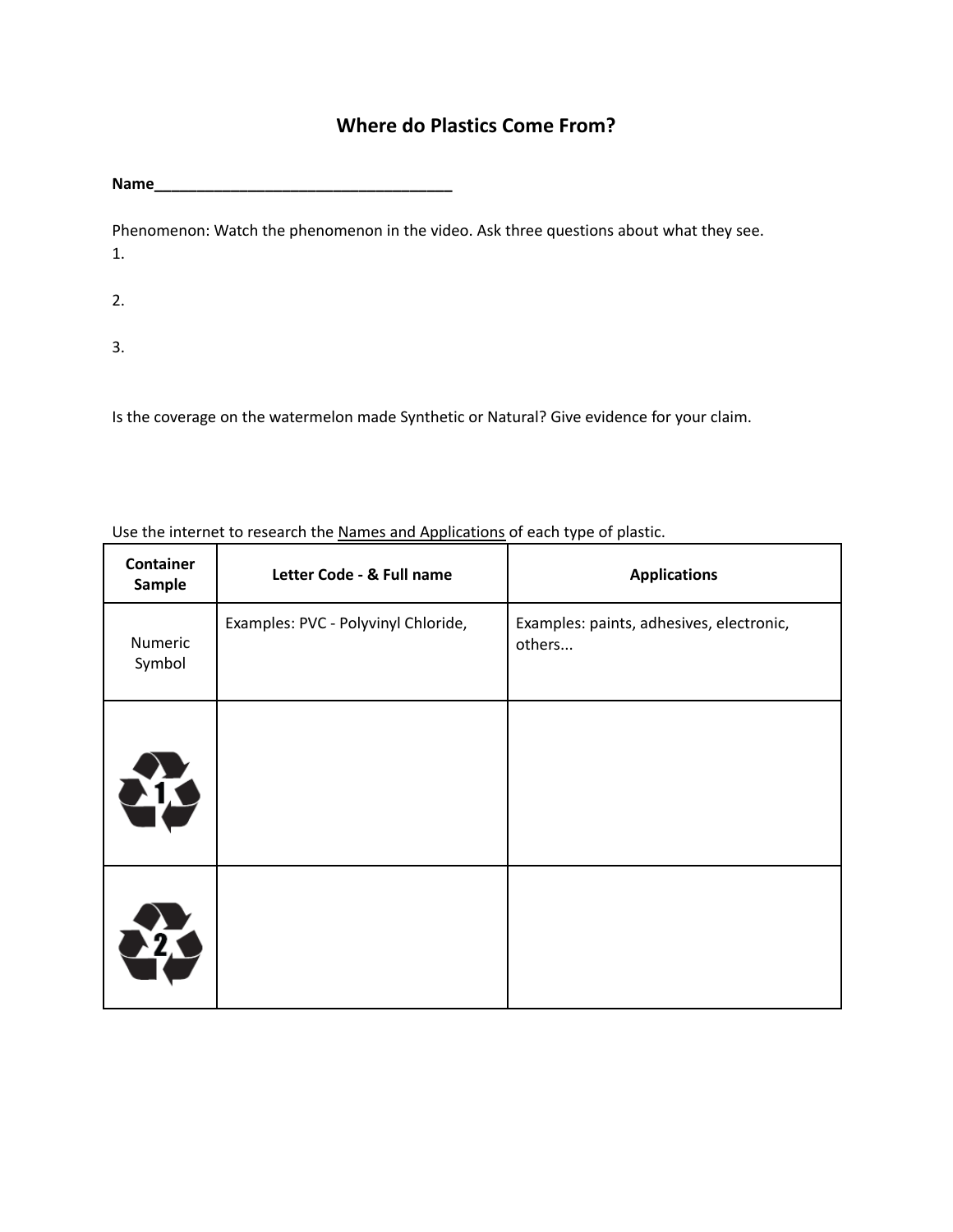# Where do Plastics Come From?

**Name___________________________________**

Phenomenon: Watch the phenomenon in the video. Ask three questions about what they see.

1.

2.

3.

Is the coverage on the watermelon made Synthetic or Natural? Give evidence for your claim.

Use the internet to research the Names and Applications of each type of plastic.

| Container Sample | Letter Code - & Full name | Applications |
|---|---|---|
| Numeric Symbol | Examples: PVC - Polyvinyl Chloride, | Examples: paints, adhesives, electronic, others... |
| 1 | | |
| 2 | | |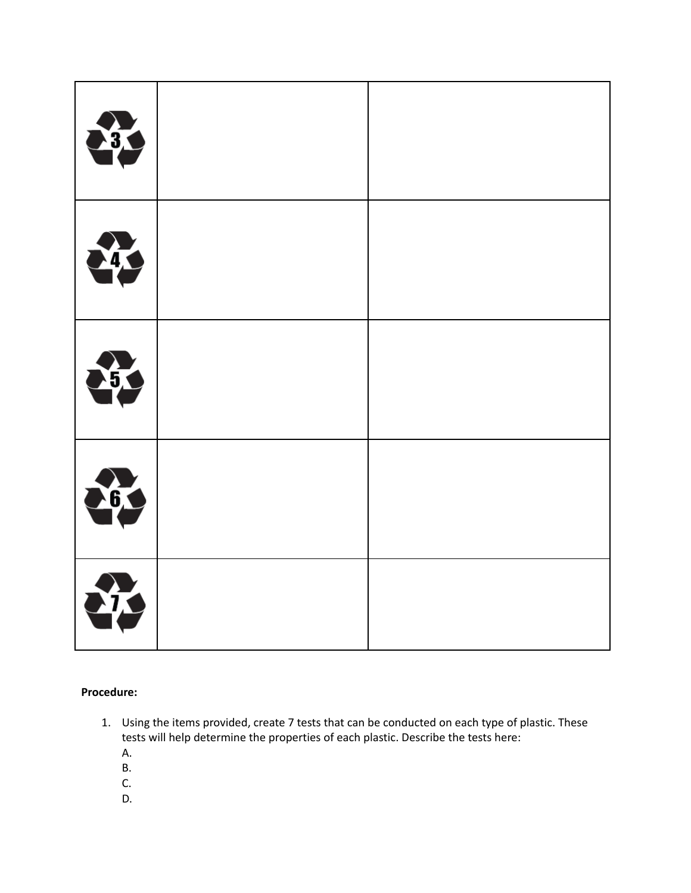|  |  |  |
|---|---|---|
| 3 |  |  |
| 4 |  |  |
| 5 |  |  |
| 6 |  |  |
| 7 |  |  |

**Procedure:**

1. Using the items provided, create 7 tests that can be conducted on each type of plastic. These tests will help determine the properties of each plastic. Describe the tests here:
   A.
   B.
   C.
   D.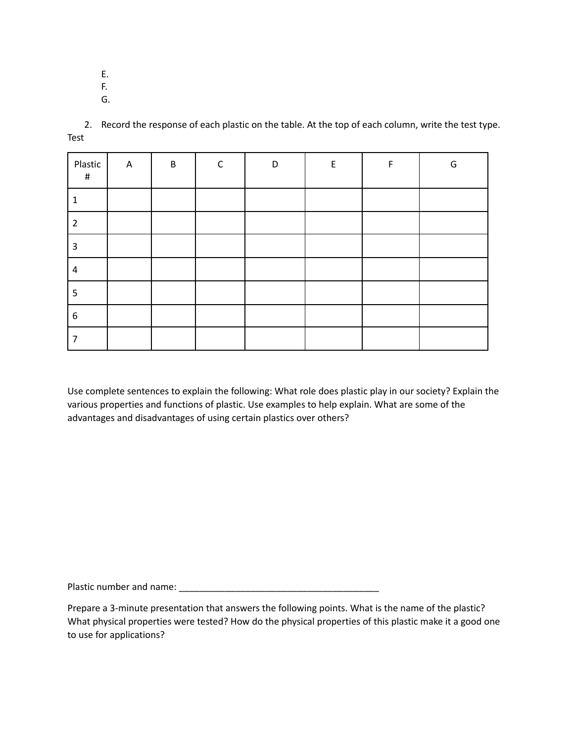E.
F.
G.

2. Record the response of each plastic on the table. At the top of each column, write the test type.

Test

| Plastic # | A | B | C | D | E | F | G |
|---|---|---|---|---|---|---|---|
| 1 | | | | | | | |
| 2 | | | | | | | |
| 3 | | | | | | | |
| 4 | | | | | | | |
| 5 | | | | | | | |
| 6 | | | | | | | |
| 7 | | | | | | | |

Use complete sentences to explain the following: What role does plastic play in our society? Explain the various properties and functions of plastic. Use examples to help explain. What are some of the advantages and disadvantages of using certain plastics over others?

Plastic number and name: _________________________________________

Prepare a 3-minute presentation that answers the following points. What is the name of the plastic? What physical properties were tested? How do the physical properties of this plastic make it a good one to use for applications?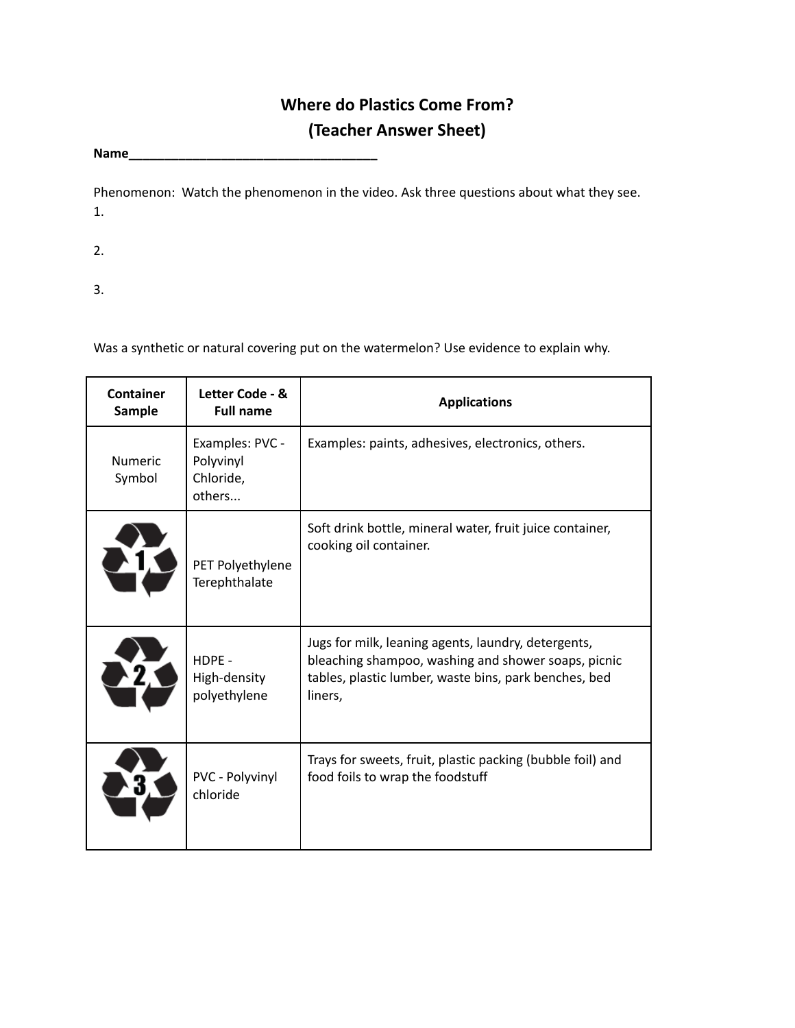# Where do Plastics Come From?
# (Teacher Answer Sheet)

**Name**___________________________________

Phenomenon: Watch the phenomenon in the video. Ask three questions about what they see.

1.

2.

3.

Was a synthetic or natural covering put on the watermelon? Use evidence to explain why.

| Container Sample | Letter Code - & Full name | Applications |
|---|---|---|
| Numeric Symbol | Examples: PVC - Polyvinyl Chloride, others... | Examples: paints, adhesives, electronics, others. |
| 1 | PET Polyethylene Terephthalate | Soft drink bottle, mineral water, fruit juice container, cooking oil container. |
| 2 | HDPE - High-density polyethylene | Jugs for milk, leaning agents, laundry, detergents, bleaching shampoo, washing and shower soaps, picnic tables, plastic lumber, waste bins, park benches, bed liners, |
| 3 | PVC - Polyvinyl chloride | Trays for sweets, fruit, plastic packing (bubble foil) and food foils to wrap the foodstuff |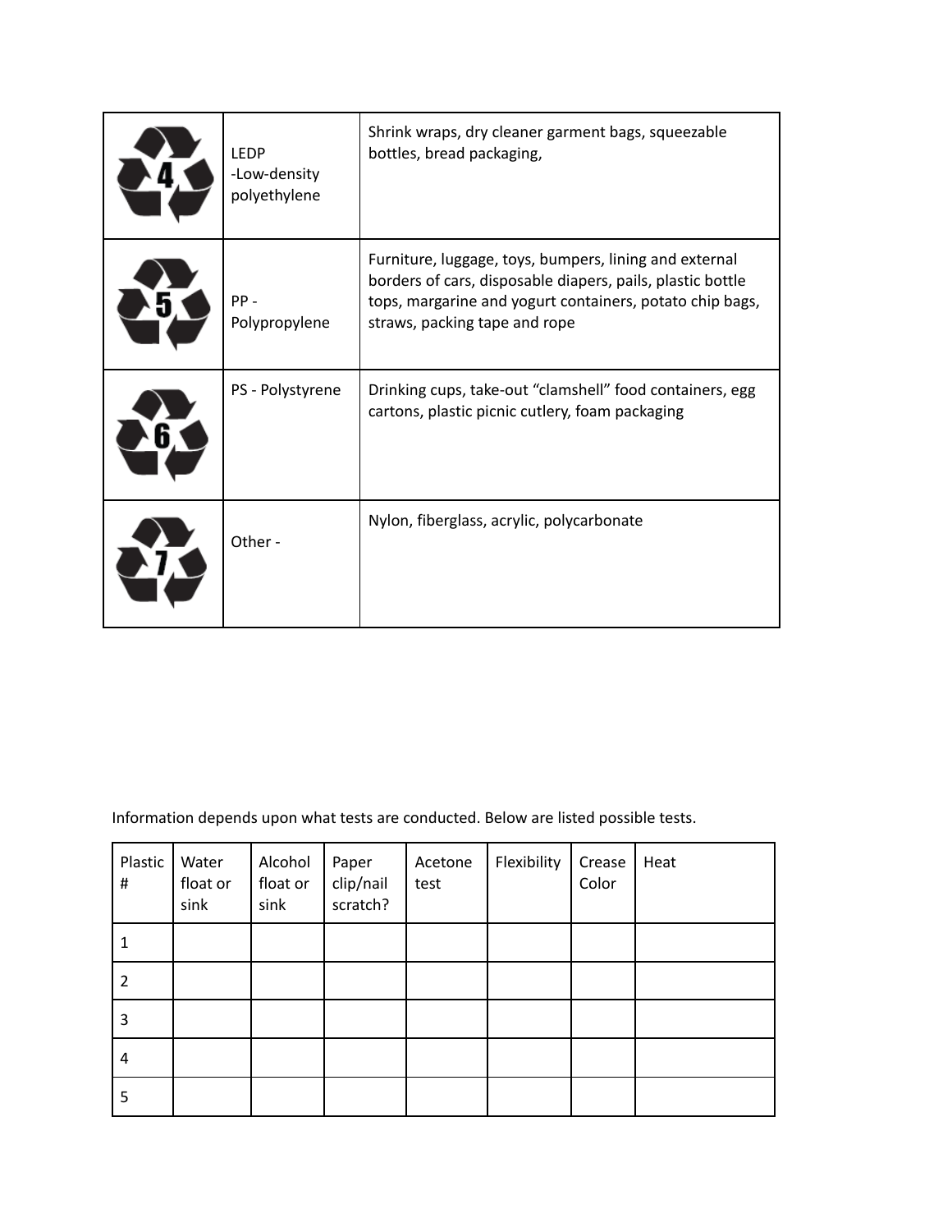| | | |
|---|---|---|
| 4 | LEDP -Low-density polyethylene | Shrink wraps, dry cleaner garment bags, squeezable bottles, bread packaging, |
| 5 | PP - Polypropylene | Furniture, luggage, toys, bumpers, lining and external borders of cars, disposable diapers, pails, plastic bottle tops, margarine and yogurt containers, potato chip bags, straws, packing tape and rope |
| 6 | PS - Polystyrene | Drinking cups, take-out “clamshell” food containers, egg cartons, plastic picnic cutlery, foam packaging |
| 7 | Other - | Nylon, fiberglass, acrylic, polycarbonate |

Information depends upon what tests are conducted. Below are listed possible tests.

| Plastic # | Water float or sink | Alcohol float or sink | Paper clip/nail scratch? | Acetone test | Flexibility | Crease Color | Heat |
|---|---|---|---|---|---|---|---|
| 1 | | | | | | | |
| 2 | | | | | | | |
| 3 | | | | | | | |
| 4 | | | | | | | |
| 5 | | | | | | | |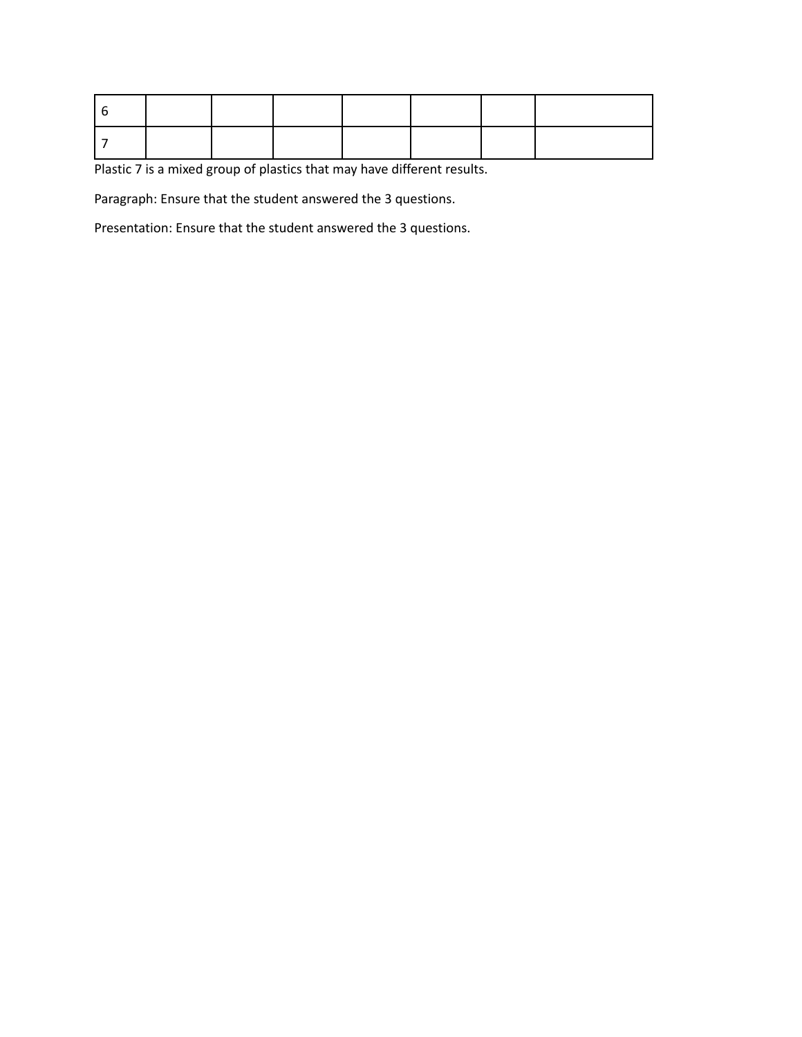| | | | | | | | |
|---|---|---|---|---|---|---|---|
| 6 | | | | | | | |
| 7 | | | | | | | |

Plastic 7 is a mixed group of plastics that may have different results.

Paragraph: Ensure that the student answered the 3 questions.

Presentation: Ensure that the student answered the 3 questions.